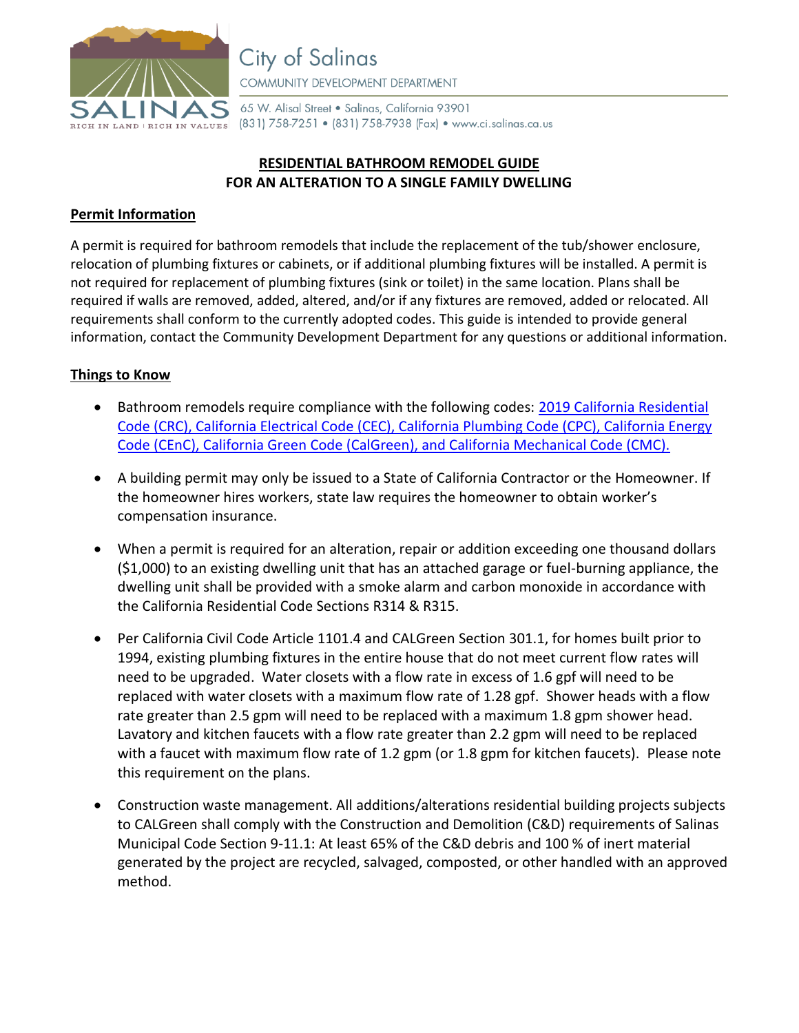City of Salinas

COMMUNITY DEVELOPMENT DEPARTMENT

65 W. Alisal Street • Salinas, California 93901
(831) 758-7251 • (831) 758-7938 (Fax) • www.ci.salinas.ca.us

# RESIDENTIAL BATHROOM REMODEL GUIDE
# FOR AN ALTERATION TO A SINGLE FAMILY DWELLING

## Permit Information

A permit is required for bathroom remodels that include the replacement of the tub/shower enclosure, relocation of plumbing fixtures or cabinets, or if additional plumbing fixtures will be installed. A permit is not required for replacement of plumbing fixtures (sink or toilet) in the same location. Plans shall be required if walls are removed, added, altered, and/or if any fixtures are removed, added or relocated. All requirements shall conform to the currently adopted codes. This guide is intended to provide general information, contact the Community Development Department for any questions or additional information.

## Things to Know

- Bathroom remodels require compliance with the following codes: 2019 California Residential Code (CRC), California Electrical Code (CEC), California Plumbing Code (CPC), California Energy Code (CEnC), California Green Code (CalGreen), and California Mechanical Code (CMC).

- A building permit may only be issued to a State of California Contractor or the Homeowner. If the homeowner hires workers, state law requires the homeowner to obtain worker's compensation insurance.

- When a permit is required for an alteration, repair or addition exceeding one thousand dollars ($1,000) to an existing dwelling unit that has an attached garage or fuel-burning appliance, the dwelling unit shall be provided with a smoke alarm and carbon monoxide in accordance with the California Residential Code Sections R314 & R315.

- Per California Civil Code Article 1101.4 and CALGreen Section 301.1, for homes built prior to 1994, existing plumbing fixtures in the entire house that do not meet current flow rates will need to be upgraded. Water closets with a flow rate in excess of 1.6 gpf will need to be replaced with water closets with a maximum flow rate of 1.28 gpf. Shower heads with a flow rate greater than 2.5 gpm will need to be replaced with a maximum 1.8 gpm shower head. Lavatory and kitchen faucets with a flow rate greater than 2.2 gpm will need to be replaced with a faucet with maximum flow rate of 1.2 gpm (or 1.8 gpm for kitchen faucets). Please note this requirement on the plans.

- Construction waste management. All additions/alterations residential building projects subjects to CALGreen shall comply with the Construction and Demolition (C&D) requirements of Salinas Municipal Code Section 9-11.1: At least 65% of the C&D debris and 100 % of inert material generated by the project are recycled, salvaged, composted, or other handled with an approved method.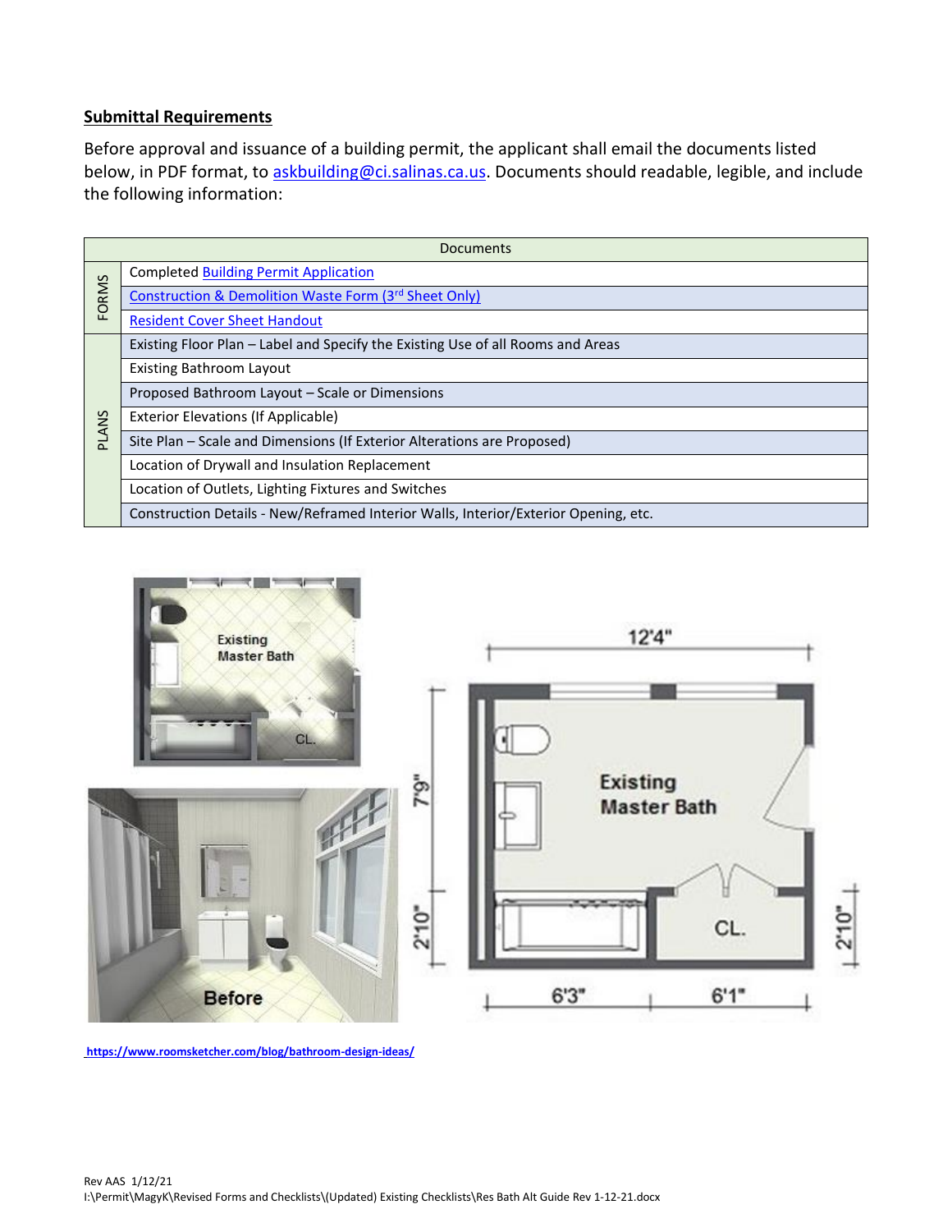**Submittal Requirements**

Before approval and issuance of a building permit, the applicant shall email the documents listed below, in PDF format, to askbuilding@ci.salinas.ca.us. Documents should readable, legible, and include the following information:

| | Documents |
|---|---|
| FORMS | Completed Building Permit Application |
| | Construction & Demolition Waste Form (3rd Sheet Only) |
| | Resident Cover Sheet Handout |
| PLANS | Existing Floor Plan – Label and Specify the Existing Use of all Rooms and Areas |
| | Existing Bathroom Layout |
| | Proposed Bathroom Layout – Scale or Dimensions |
| | Exterior Elevations (If Applicable) |
| | Site Plan – Scale and Dimensions (If Exterior Alterations are Proposed) |
| | Location of Drywall and Insulation Replacement |
| | Location of Outlets, Lighting Fixtures and Switches |
| | Construction Details - New/Reframed Interior Walls, Interior/Exterior Opening, etc. |

https://www.roomsketcher.com/blog/bathroom-design-ideas/

Rev AAS 1/12/21
I:\Permit\MagyK\Revised Forms and Checklists\(Updated) Existing Checklists\Res Bath Alt Guide Rev 1-12-21.docx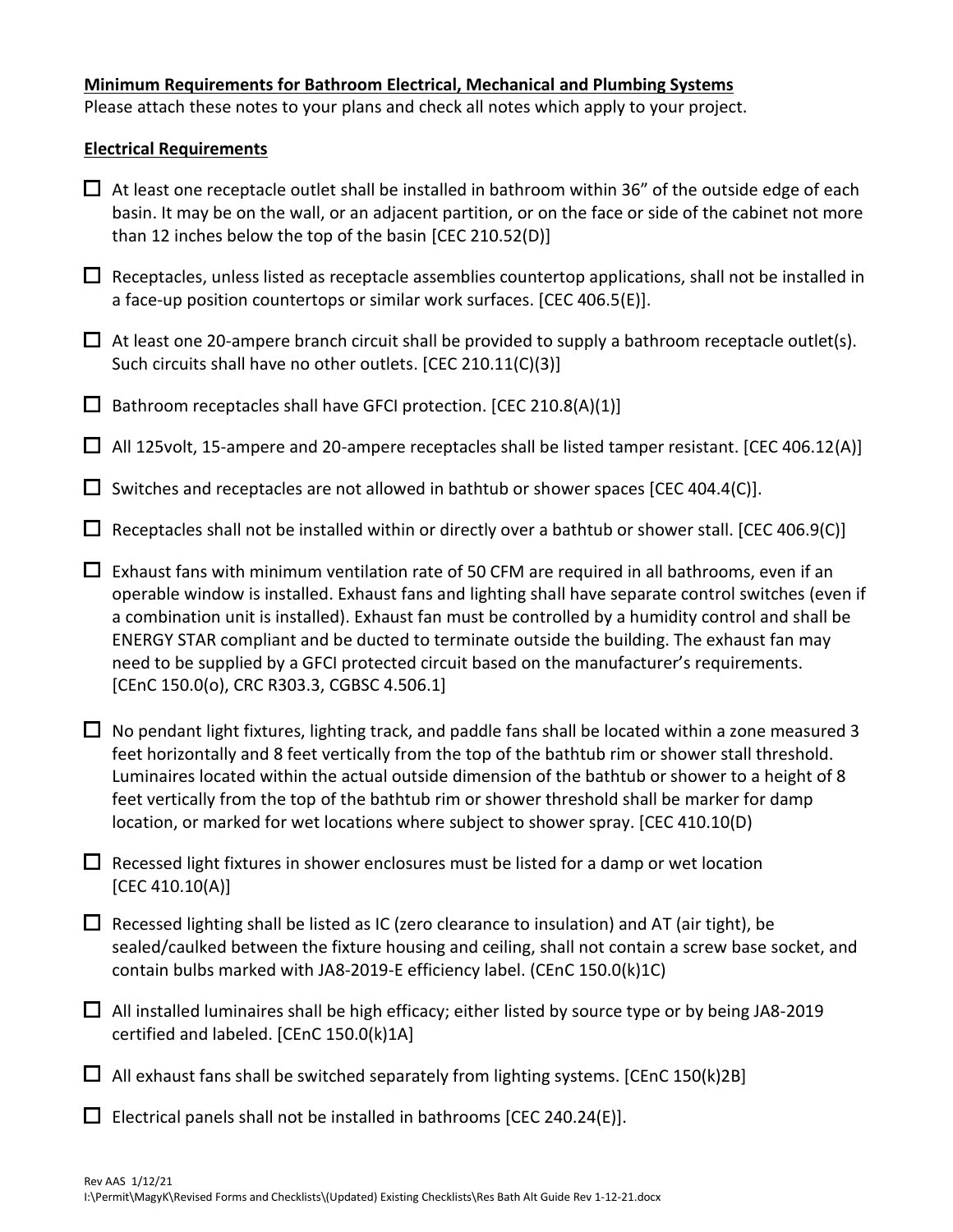**Minimum Requirements for Bathroom Electrical, Mechanical and Plumbing Systems**

Please attach these notes to your plans and check all notes which apply to your project.

**Electrical Requirements**

- ☐ At least one receptacle outlet shall be installed in bathroom within 36" of the outside edge of each basin. It may be on the wall, or an adjacent partition, or on the face or side of the cabinet not more than 12 inches below the top of the basin [CEC 210.52(D)]
- ☐ Receptacles, unless listed as receptacle assemblies countertop applications, shall not be installed in a face-up position countertops or similar work surfaces. [CEC 406.5(E)].
- ☐ At least one 20-ampere branch circuit shall be provided to supply a bathroom receptacle outlet(s). Such circuits shall have no other outlets. [CEC 210.11(C)(3)]
- ☐ Bathroom receptacles shall have GFCI protection. [CEC 210.8(A)(1)]
- ☐ All 125volt, 15-ampere and 20-ampere receptacles shall be listed tamper resistant. [CEC 406.12(A)]
- ☐ Switches and receptacles are not allowed in bathtub or shower spaces [CEC 404.4(C)].
- ☐ Receptacles shall not be installed within or directly over a bathtub or shower stall. [CEC 406.9(C)]
- ☐ Exhaust fans with minimum ventilation rate of 50 CFM are required in all bathrooms, even if an operable window is installed. Exhaust fans and lighting shall have separate control switches (even if a combination unit is installed). Exhaust fan must be controlled by a humidity control and shall be ENERGY STAR compliant and be ducted to terminate outside the building. The exhaust fan may need to be supplied by a GFCI protected circuit based on the manufacturer's requirements. [CEnC 150.0(o), CRC R303.3, CGBSC 4.506.1]
- ☐ No pendant light fixtures, lighting track, and paddle fans shall be located within a zone measured 3 feet horizontally and 8 feet vertically from the top of the bathtub rim or shower stall threshold. Luminaires located within the actual outside dimension of the bathtub or shower to a height of 8 feet vertically from the top of the bathtub rim or shower threshold shall be marker for damp location, or marked for wet locations where subject to shower spray. [CEC 410.10(D)
- ☐ Recessed light fixtures in shower enclosures must be listed for a damp or wet location [CEC 410.10(A)]
- ☐ Recessed lighting shall be listed as IC (zero clearance to insulation) and AT (air tight), be sealed/caulked between the fixture housing and ceiling, shall not contain a screw base socket, and contain bulbs marked with JA8-2019-E efficiency label. (CEnC 150.0(k)1C)
- ☐ All installed luminaires shall be high efficacy; either listed by source type or by being JA8-2019 certified and labeled. [CEnC 150.0(k)1A]
- ☐ All exhaust fans shall be switched separately from lighting systems. [CEnC 150(k)2B]
- ☐ Electrical panels shall not be installed in bathrooms [CEC 240.24(E)].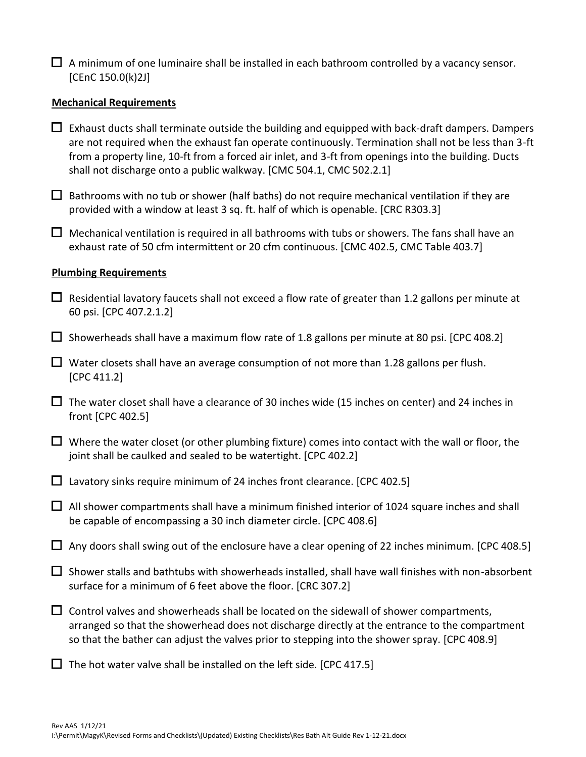- ☐ A minimum of one luminaire shall be installed in each bathroom controlled by a vacancy sensor. [CEnC 150.0(k)2J]

**Mechanical Requirements**

- ☐ Exhaust ducts shall terminate outside the building and equipped with back-draft dampers. Dampers are not required when the exhaust fan operate continuously. Termination shall not be less than 3-ft from a property line, 10-ft from a forced air inlet, and 3-ft from openings into the building. Ducts shall not discharge onto a public walkway. [CMC 504.1, CMC 502.2.1]

- ☐ Bathrooms with no tub or shower (half baths) do not require mechanical ventilation if they are provided with a window at least 3 sq. ft. half of which is openable. [CRC R303.3]

- ☐ Mechanical ventilation is required in all bathrooms with tubs or showers. The fans shall have an exhaust rate of 50 cfm intermittent or 20 cfm continuous. [CMC 402.5, CMC Table 403.7]

**Plumbing Requirements**

- ☐ Residential lavatory faucets shall not exceed a flow rate of greater than 1.2 gallons per minute at 60 psi. [CPC 407.2.1.2]

- ☐ Showerheads shall have a maximum flow rate of 1.8 gallons per minute at 80 psi. [CPC 408.2]

- ☐ Water closets shall have an average consumption of not more than 1.28 gallons per flush. [CPC 411.2]

- ☐ The water closet shall have a clearance of 30 inches wide (15 inches on center) and 24 inches in front [CPC 402.5]

- ☐ Where the water closet (or other plumbing fixture) comes into contact with the wall or floor, the joint shall be caulked and sealed to be watertight. [CPC 402.2]

- ☐ Lavatory sinks require minimum of 24 inches front clearance. [CPC 402.5]

- ☐ All shower compartments shall have a minimum finished interior of 1024 square inches and shall be capable of encompassing a 30 inch diameter circle. [CPC 408.6]

- ☐ Any doors shall swing out of the enclosure have a clear opening of 22 inches minimum. [CPC 408.5]

- ☐ Shower stalls and bathtubs with showerheads installed, shall have wall finishes with non-absorbent surface for a minimum of 6 feet above the floor. [CRC 307.2]

- ☐ Control valves and showerheads shall be located on the sidewall of shower compartments, arranged so that the showerhead does not discharge directly at the entrance to the compartment so that the bather can adjust the valves prior to stepping into the shower spray. [CPC 408.9]

- ☐ The hot water valve shall be installed on the left side. [CPC 417.5]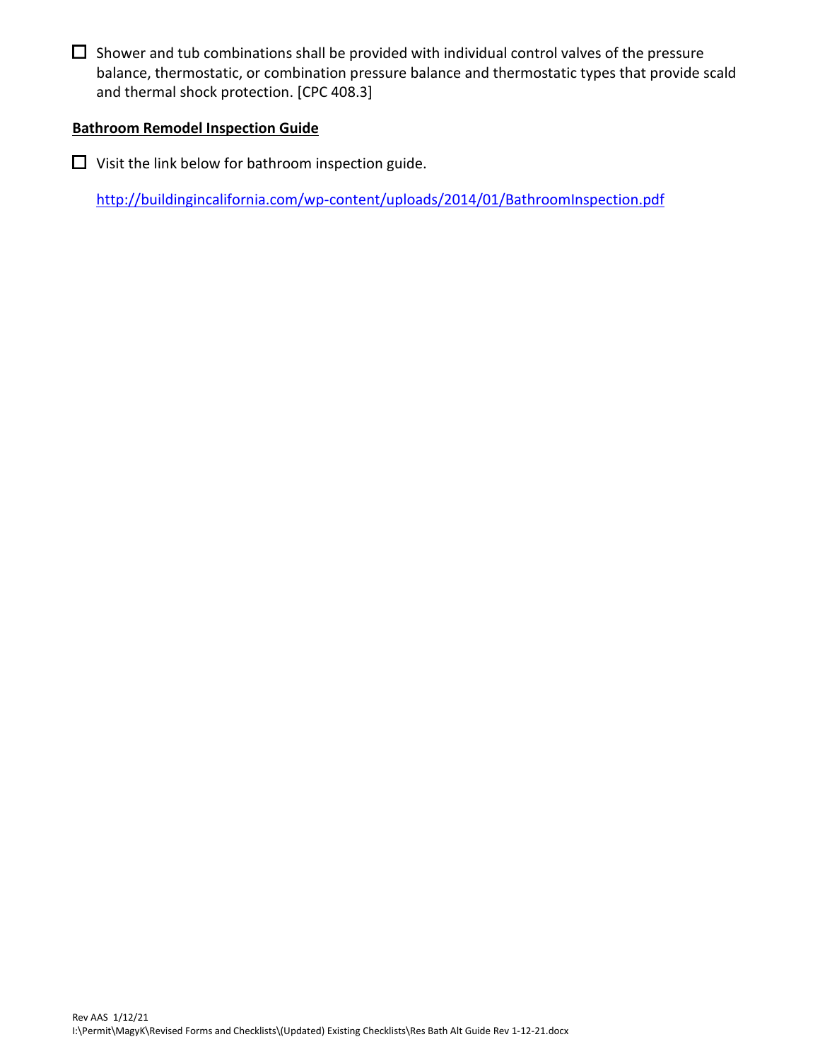- ☐ Shower and tub combinations shall be provided with individual control valves of the pressure balance, thermostatic, or combination pressure balance and thermostatic types that provide scald and thermal shock protection. [CPC 408.3]

**Bathroom Remodel Inspection Guide**

- ☐ Visit the link below for bathroom inspection guide.

  http://buildingincalifornia.com/wp-content/uploads/2014/01/BathroomInspection.pdf